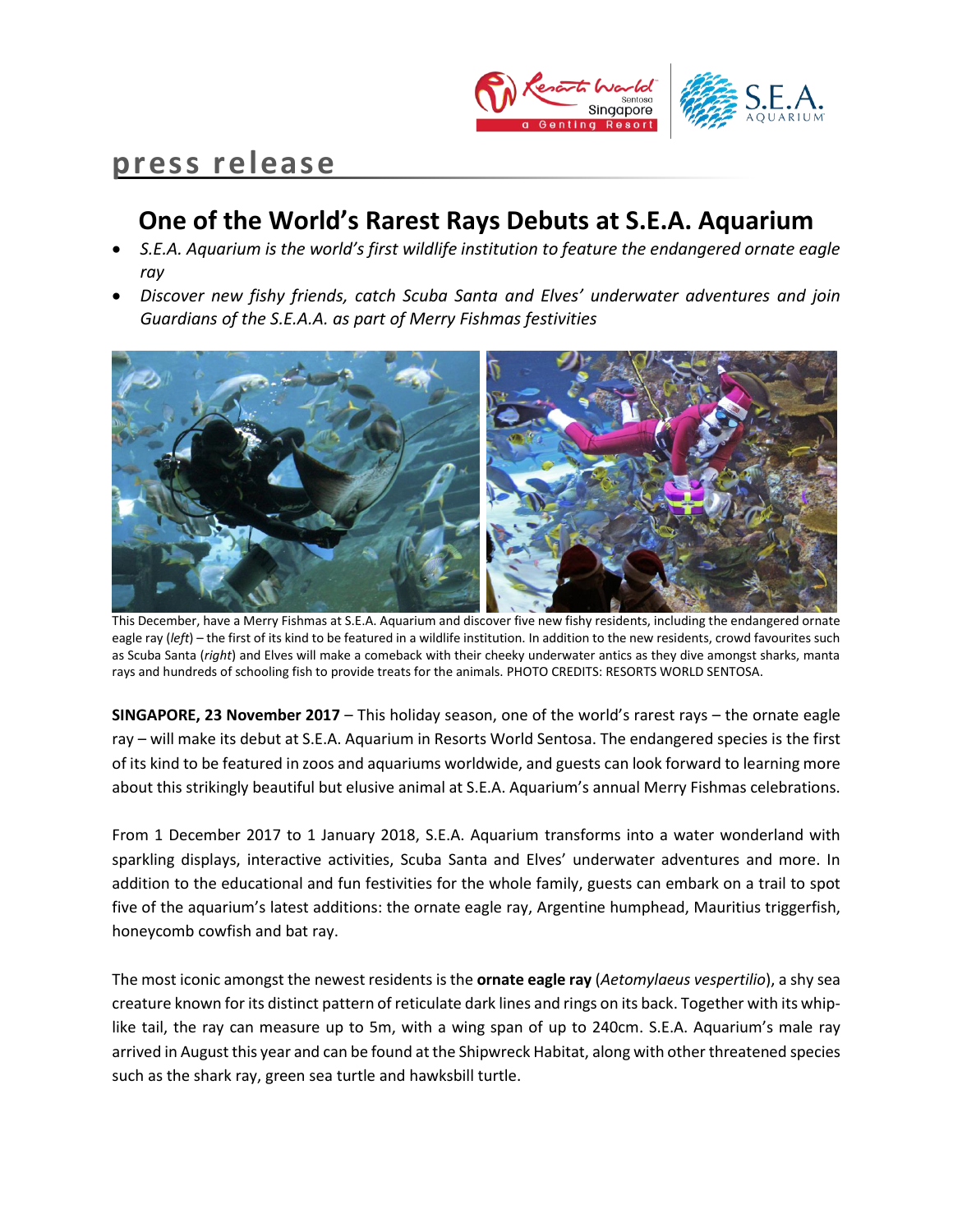press release

# One of the World's Rarest Rays Debuts at S.E.A. Aquarium

- *S.E.A. Aquarium is the world's first wildlife institution to feature the endangered ornate eagle ray*
- *Discover new fishy friends, catch Scuba Santa and Elves' underwater adventures and join Guardians of the S.E.A.A. as part of Merry Fishmas festivities*

This December, have a Merry Fishmas at S.E.A. Aquarium and discover five new fishy residents, including the endangered ornate eagle ray (*left*) – the first of its kind to be featured in a wildlife institution. In addition to the new residents, crowd favourites such as Scuba Santa (*right*) and Elves will make a comeback with their cheeky underwater antics as they dive amongst sharks, manta rays and hundreds of schooling fish to provide treats for the animals. PHOTO CREDITS: RESORTS WORLD SENTOSA.

**SINGAPORE, 23 November 2017** – This holiday season, one of the world's rarest rays – the ornate eagle ray – will make its debut at S.E.A. Aquarium in Resorts World Sentosa. The endangered species is the first of its kind to be featured in zoos and aquariums worldwide, and guests can look forward to learning more about this strikingly beautiful but elusive animal at S.E.A. Aquarium's annual Merry Fishmas celebrations.

From 1 December 2017 to 1 January 2018, S.E.A. Aquarium transforms into a water wonderland with sparkling displays, interactive activities, Scuba Santa and Elves' underwater adventures and more. In addition to the educational and fun festivities for the whole family, guests can embark on a trail to spot five of the aquarium's latest additions: the ornate eagle ray, Argentine humphead, Mauritius triggerfish, honeycomb cowfish and bat ray.

The most iconic amongst the newest residents is the **ornate eagle ray** (*Aetomylaeus vespertilio*), a shy sea creature known for its distinct pattern of reticulate dark lines and rings on its back. Together with its whip-like tail, the ray can measure up to 5m, with a wing span of up to 240cm. S.E.A. Aquarium's male ray arrived in August this year and can be found at the Shipwreck Habitat, along with other threatened species such as the shark ray, green sea turtle and hawksbill turtle.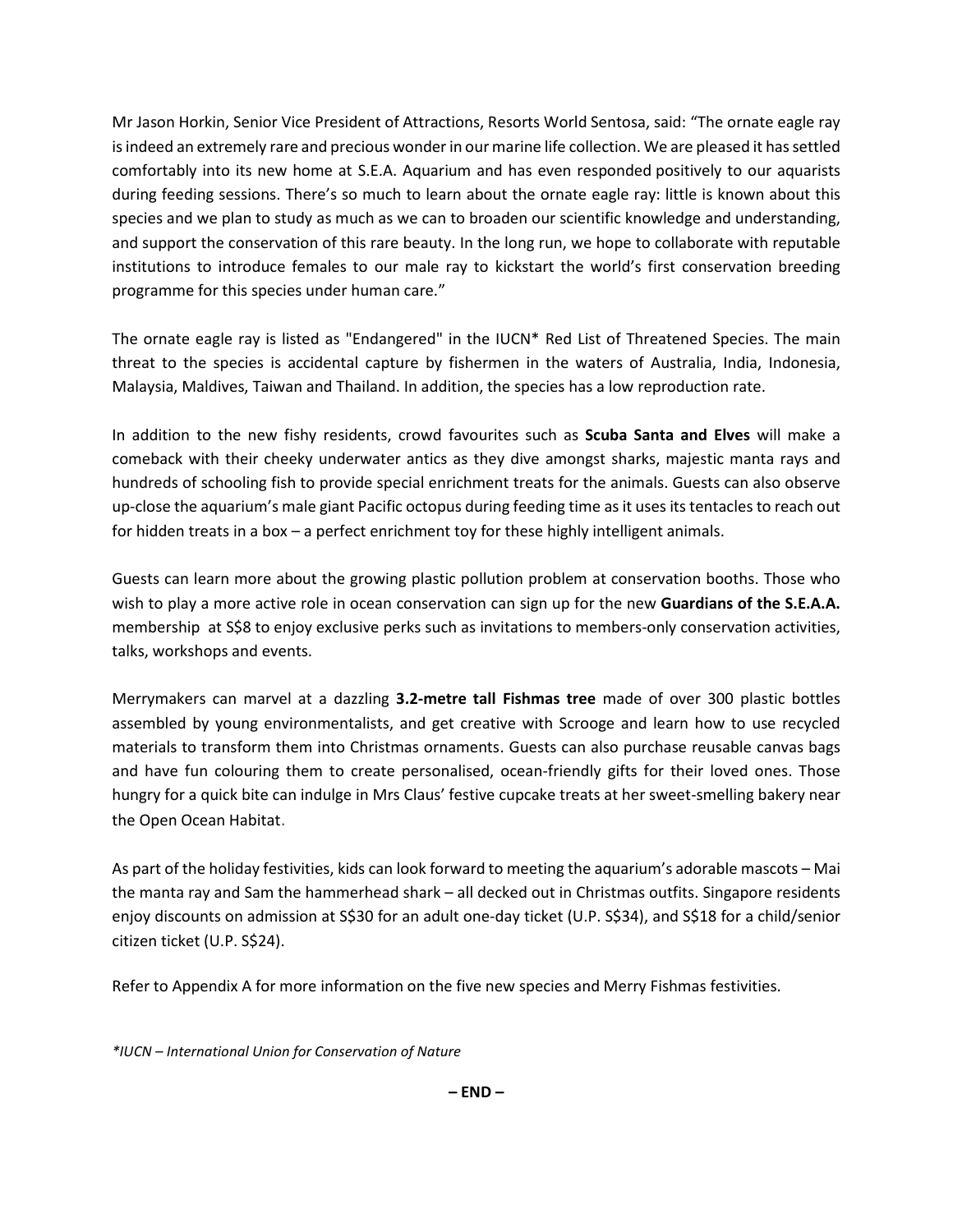Mr Jason Horkin, Senior Vice President of Attractions, Resorts World Sentosa, said: "The ornate eagle ray is indeed an extremely rare and precious wonder in our marine life collection. We are pleased it has settled comfortably into its new home at S.E.A. Aquarium and has even responded positively to our aquarists during feeding sessions. There's so much to learn about the ornate eagle ray: little is known about this species and we plan to study as much as we can to broaden our scientific knowledge and understanding, and support the conservation of this rare beauty. In the long run, we hope to collaborate with reputable institutions to introduce females to our male ray to kickstart the world's first conservation breeding programme for this species under human care."

The ornate eagle ray is listed as "Endangered" in the IUCN* Red List of Threatened Species. The main threat to the species is accidental capture by fishermen in the waters of Australia, India, Indonesia, Malaysia, Maldives, Taiwan and Thailand. In addition, the species has a low reproduction rate.

In addition to the new fishy residents, crowd favourites such as **Scuba Santa and Elves** will make a comeback with their cheeky underwater antics as they dive amongst sharks, majestic manta rays and hundreds of schooling fish to provide special enrichment treats for the animals. Guests can also observe up-close the aquarium's male giant Pacific octopus during feeding time as it uses its tentacles to reach out for hidden treats in a box – a perfect enrichment toy for these highly intelligent animals.

Guests can learn more about the growing plastic pollution problem at conservation booths. Those who wish to play a more active role in ocean conservation can sign up for the new **Guardians of the S.E.A.A.** membership at S$8 to enjoy exclusive perks such as invitations to members-only conservation activities, talks, workshops and events.

Merrymakers can marvel at a dazzling **3.2-metre tall Fishmas tree** made of over 300 plastic bottles assembled by young environmentalists, and get creative with Scrooge and learn how to use recycled materials to transform them into Christmas ornaments. Guests can also purchase reusable canvas bags and have fun colouring them to create personalised, ocean-friendly gifts for their loved ones. Those hungry for a quick bite can indulge in Mrs Claus' festive cupcake treats at her sweet-smelling bakery near the Open Ocean Habitat.

As part of the holiday festivities, kids can look forward to meeting the aquarium's adorable mascots – Mai the manta ray and Sam the hammerhead shark – all decked out in Christmas outfits. Singapore residents enjoy discounts on admission at S$30 for an adult one-day ticket (U.P. S$34), and S$18 for a child/senior citizen ticket (U.P. S$24).

Refer to Appendix A for more information on the five new species and Merry Fishmas festivities.

*\*IUCN – International Union for Conservation of Nature*

**– END –**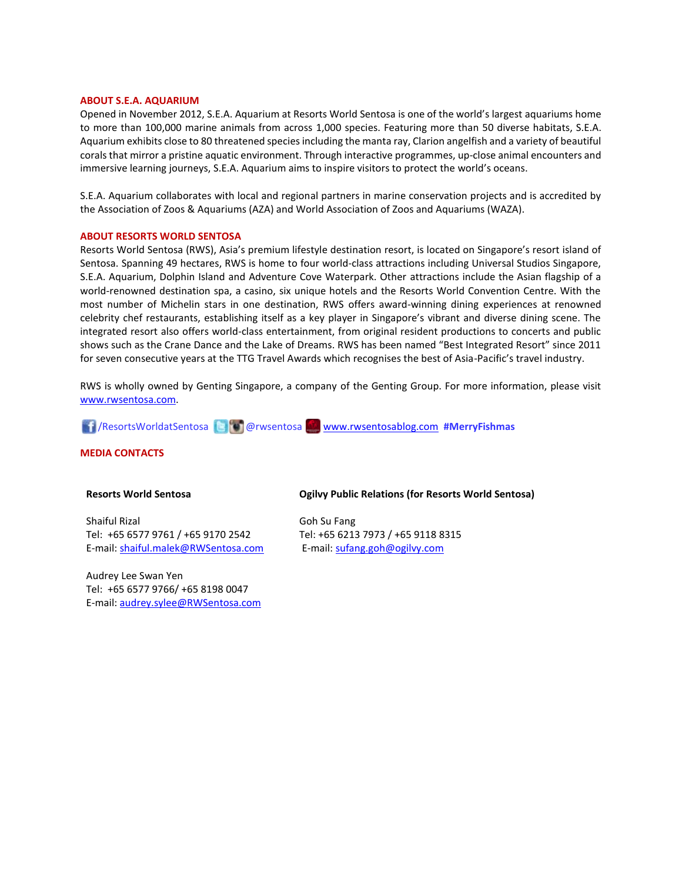## ABOUT S.E.A. AQUARIUM

Opened in November 2012, S.E.A. Aquarium at Resorts World Sentosa is one of the world's largest aquariums home to more than 100,000 marine animals from across 1,000 species. Featuring more than 50 diverse habitats, S.E.A. Aquarium exhibits close to 80 threatened species including the manta ray, Clarion angelfish and a variety of beautiful corals that mirror a pristine aquatic environment. Through interactive programmes, up-close animal encounters and immersive learning journeys, S.E.A. Aquarium aims to inspire visitors to protect the world's oceans.

S.E.A. Aquarium collaborates with local and regional partners in marine conservation projects and is accredited by the Association of Zoos & Aquariums (AZA) and World Association of Zoos and Aquariums (WAZA).

## ABOUT RESORTS WORLD SENTOSA

Resorts World Sentosa (RWS), Asia's premium lifestyle destination resort, is located on Singapore's resort island of Sentosa. Spanning 49 hectares, RWS is home to four world-class attractions including Universal Studios Singapore, S.E.A. Aquarium, Dolphin Island and Adventure Cove Waterpark. Other attractions include the Asian flagship of a world-renowned destination spa, a casino, six unique hotels and the Resorts World Convention Centre. With the most number of Michelin stars in one destination, RWS offers award-winning dining experiences at renowned celebrity chef restaurants, establishing itself as a key player in Singapore's vibrant and diverse dining scene. The integrated resort also offers world-class entertainment, from original resident productions to concerts and public shows such as the Crane Dance and the Lake of Dreams. RWS has been named "Best Integrated Resort" since 2011 for seven consecutive years at the TTG Travel Awards which recognises the best of Asia-Pacific's travel industry.

RWS is wholly owned by Genting Singapore, a company of the Genting Group. For more information, please visit www.rwsentosa.com.

/ResortsWorldatSentosa @rwsentosa www.rwsentosablog.com **#MerryFishmas**

## MEDIA CONTACTS

**Resorts World Sentosa**

Shaiful Rizal
Tel: +65 6577 9761 / +65 9170 2542
E-mail: shaiful.malek@RWSentosa.com

Audrey Lee Swan Yen
Tel: +65 6577 9766/ +65 8198 0047
E-mail: audrey.sylee@RWSentosa.com

**Ogilvy Public Relations (for Resorts World Sentosa)**

Goh Su Fang
Tel: +65 6213 7973 / +65 9118 8315
E-mail: sufang.goh@ogilvy.com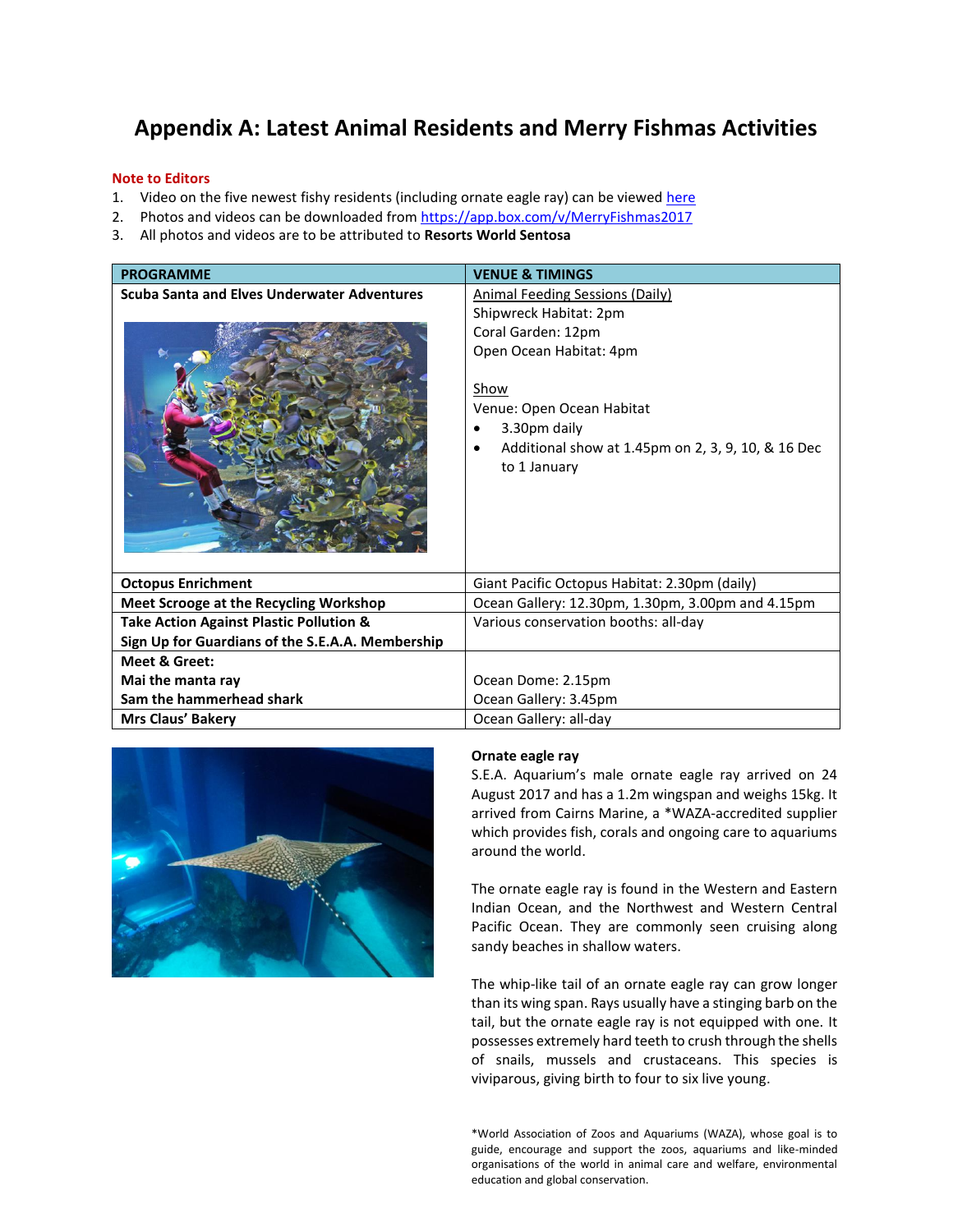# Appendix A: Latest Animal Residents and Merry Fishmas Activities

**Note to Editors**

1. Video on the five newest fishy residents (including ornate eagle ray) can be viewed here
2. Photos and videos can be downloaded from https://app.box.com/v/MerryFishmas2017
3. All photos and videos are to be attributed to **Resorts World Sentosa**

| PROGRAMME | VENUE & TIMINGS |
|---|---|
| **Scuba Santa and Elves Underwater Adventures** | Animal Feeding Sessions (Daily)<br>Shipwreck Habitat: 2pm<br>Coral Garden: 12pm<br>Open Ocean Habitat: 4pm<br><br>Show<br>Venue: Open Ocean Habitat<br>• 3.30pm daily<br>• Additional show at 1.45pm on 2, 3, 9, 10, & 16 Dec to 1 January |
| **Octopus Enrichment** | Giant Pacific Octopus Habitat: 2.30pm (daily) |
| **Meet Scrooge at the Recycling Workshop** | Ocean Gallery: 12.30pm, 1.30pm, 3.00pm and 4.15pm |
| **Take Action Against Plastic Pollution & Sign Up for Guardians of the S.E.A.A. Membership** | Various conservation booths: all-day |
| **Meet & Greet:**<br>**Mai the manta ray**<br>**Sam the hammerhead shark** | <br>Ocean Dome: 2.15pm<br>Ocean Gallery: 3.45pm |
| **Mrs Claus' Bakery** | Ocean Gallery: all-day |

**Ornate eagle ray**

S.E.A. Aquarium's male ornate eagle ray arrived on 24 August 2017 and has a 1.2m wingspan and weighs 15kg. It arrived from Cairns Marine, a *WAZA-accredited supplier which provides fish, corals and ongoing care to aquariums around the world.

The ornate eagle ray is found in the Western and Eastern Indian Ocean, and the Northwest and Western Central Pacific Ocean. They are commonly seen cruising along sandy beaches in shallow waters.

The whip-like tail of an ornate eagle ray can grow longer than its wing span. Rays usually have a stinging barb on the tail, but the ornate eagle ray is not equipped with one. It possesses extremely hard teeth to crush through the shells of snails, mussels and crustaceans. This species is viviparous, giving birth to four to six live young.

*World Association of Zoos and Aquariums (WAZA), whose goal is to guide, encourage and support the zoos, aquariums and like-minded organisations of the world in animal care and welfare, environmental education and global conservation.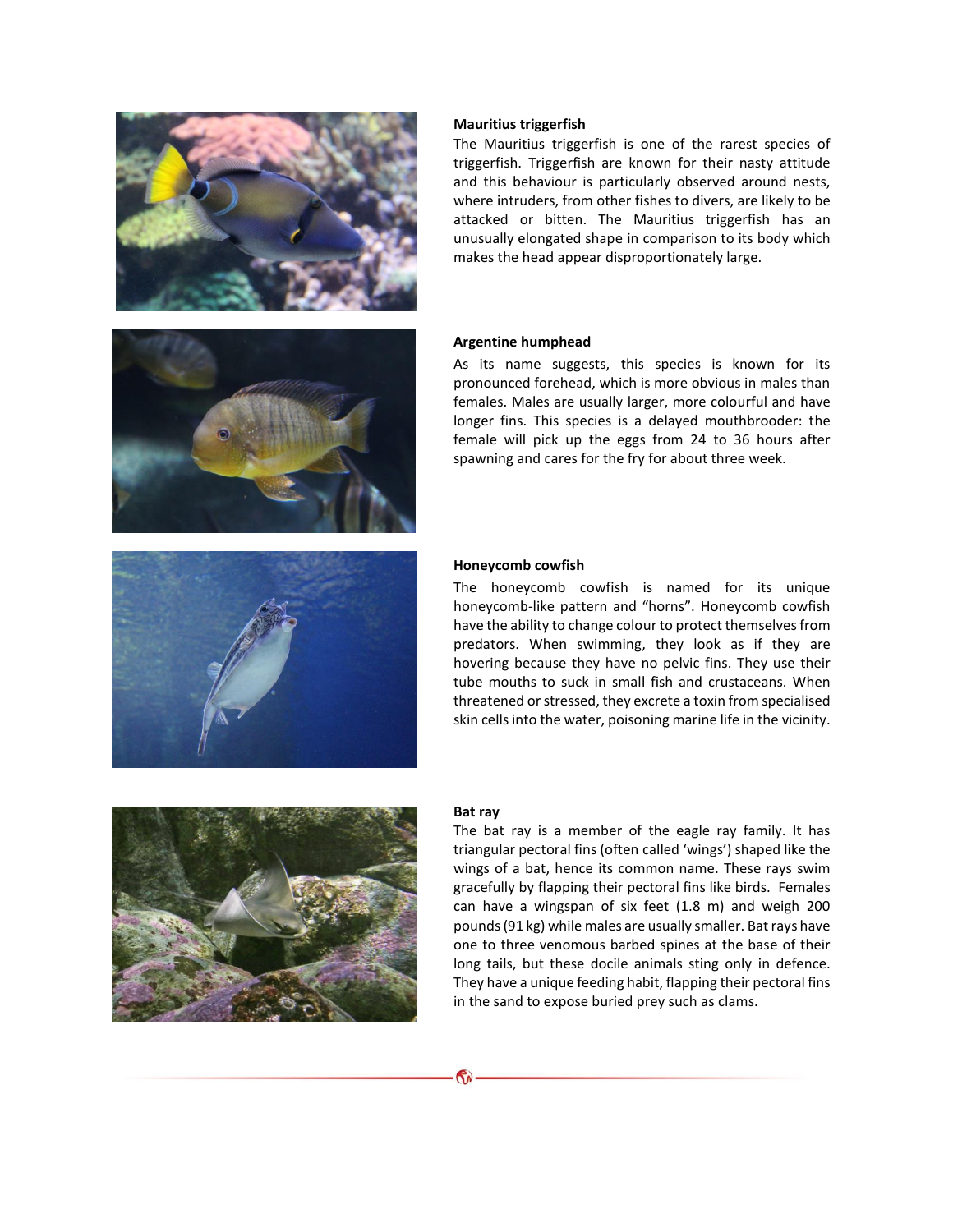**Mauritius triggerfish**

The Mauritius triggerfish is one of the rarest species of triggerfish. Triggerfish are known for their nasty attitude and this behaviour is particularly observed around nests, where intruders, from other fishes to divers, are likely to be attacked or bitten. The Mauritius triggerfish has an unusually elongated shape in comparison to its body which makes the head appear disproportionately large.

**Argentine humphead**

As its name suggests, this species is known for its pronounced forehead, which is more obvious in males than females. Males are usually larger, more colourful and have longer fins. This species is a delayed mouthbrooder: the female will pick up the eggs from 24 to 36 hours after spawning and cares for the fry for about three week.

**Honeycomb cowfish**

The honeycomb cowfish is named for its unique honeycomb-like pattern and "horns". Honeycomb cowfish have the ability to change colour to protect themselves from predators. When swimming, they look as if they are hovering because they have no pelvic fins. They use their tube mouths to suck in small fish and crustaceans. When threatened or stressed, they excrete a toxin from specialised skin cells into the water, poisoning marine life in the vicinity.

**Bat ray**

The bat ray is a member of the eagle ray family. It has triangular pectoral fins (often called 'wings') shaped like the wings of a bat, hence its common name. These rays swim gracefully by flapping their pectoral fins like birds. Females can have a wingspan of six feet (1.8 m) and weigh 200 pounds (91 kg) while males are usually smaller. Bat rays have one to three venomous barbed spines at the base of their long tails, but these docile animals sting only in defence. They have a unique feeding habit, flapping their pectoral fins in the sand to expose buried prey such as clams.